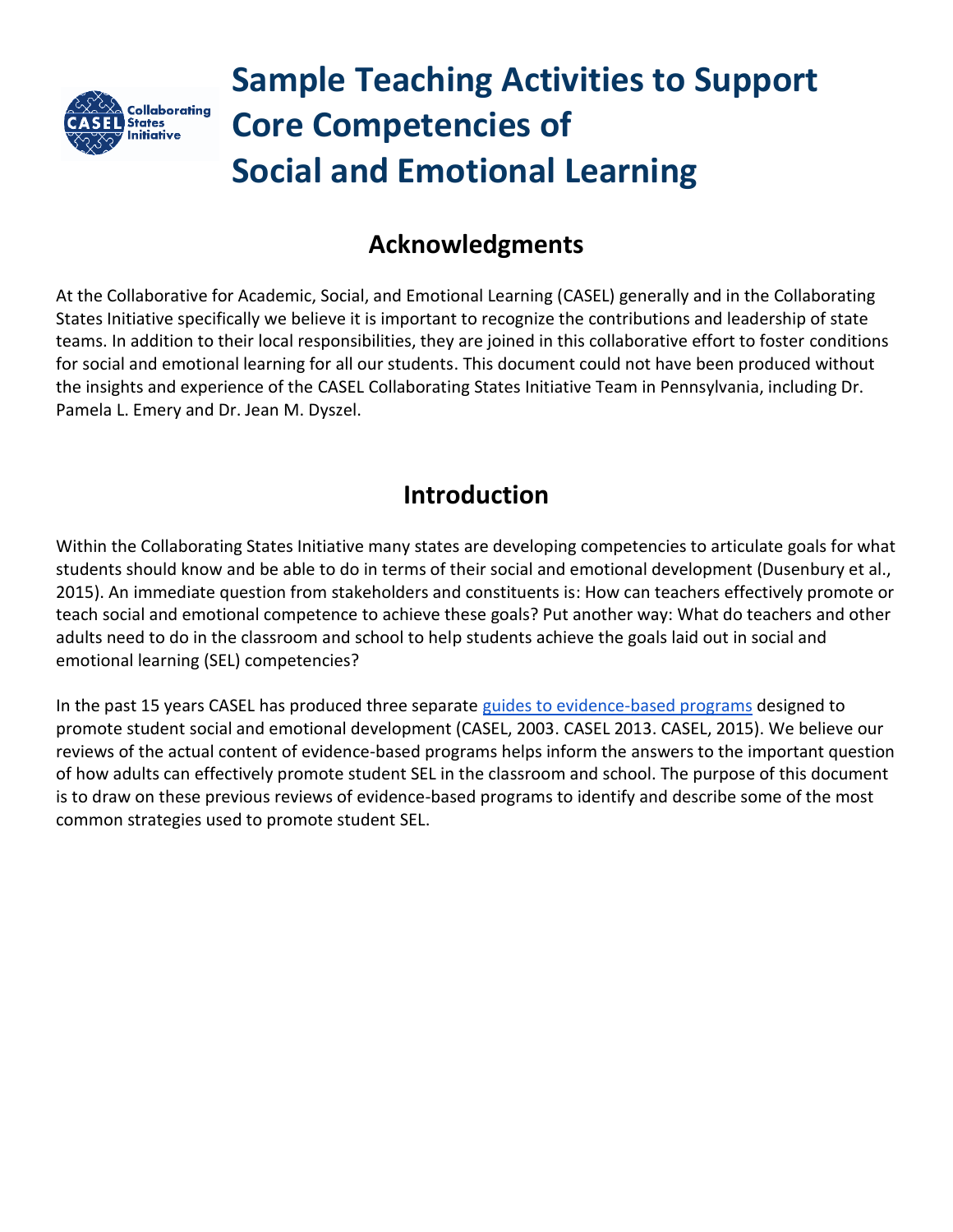# Sample Teaching Activities to Support Core Competencies of Social and Emotional Learning

## Acknowledgments

At the Collaborative for Academic, Social, and Emotional Learning (CASEL) generally and in the Collaborating States Initiative specifically we believe it is important to recognize the contributions and leadership of state teams. In addition to their local responsibilities, they are joined in this collaborative effort to foster conditions for social and emotional learning for all our students. This document could not have been produced without the insights and experience of the CASEL Collaborating States Initiative Team in Pennsylvania, including Dr. Pamela L. Emery and Dr. Jean M. Dyszel.

## Introduction

Within the Collaborating States Initiative many states are developing competencies to articulate goals for what students should know and be able to do in terms of their social and emotional development (Dusenbury et al., 2015). An immediate question from stakeholders and constituents is: How can teachers effectively promote or teach social and emotional competence to achieve these goals? Put another way: What do teachers and other adults need to do in the classroom and school to help students achieve the goals laid out in social and emotional learning (SEL) competencies?

In the past 15 years CASEL has produced three separate guides to evidence-based programs designed to promote student social and emotional development (CASEL, 2003. CASEL 2013. CASEL, 2015). We believe our reviews of the actual content of evidence-based programs helps inform the answers to the important question of how adults can effectively promote student SEL in the classroom and school. The purpose of this document is to draw on these previous reviews of evidence-based programs to identify and describe some of the most common strategies used to promote student SEL.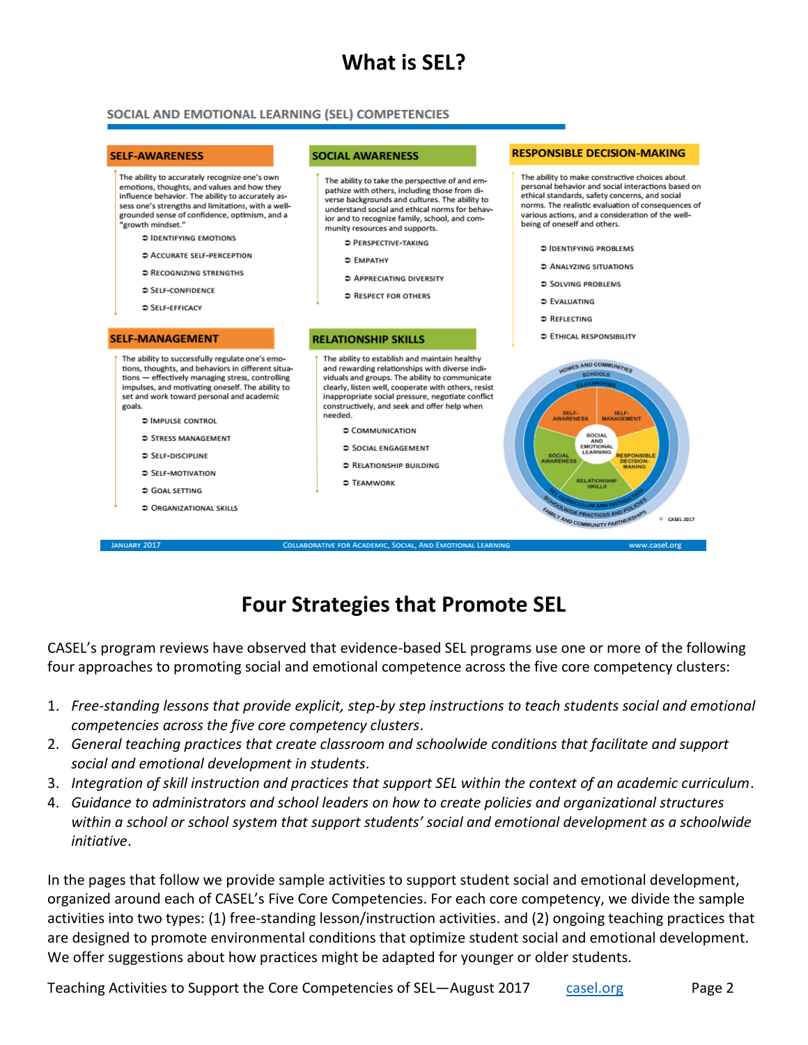# What is SEL?

SOCIAL AND EMOTIONAL LEARNING (SEL) COMPETENCIES

### SELF-AWARENESS

The ability to accurately recognize one's own emotions, thoughts, and values and how they influence behavior. The ability to accurately assess one's strengths and limitations, with a well-grounded sense of confidence, optimism, and a "growth mindset."

- IDENTIFYING EMOTIONS
- ACCURATE SELF-PERCEPTION
- RECOGNIZING STRENGTHS
- SELF-CONFIDENCE
- SELF-EFFICACY

### SELF-MANAGEMENT

The ability to successfully regulate one's emotions, thoughts, and behaviors in different situations — effectively managing stress, controlling impulses, and motivating oneself. The ability to set and work toward personal and academic goals.

- IMPULSE CONTROL
- STRESS MANAGEMENT
- SELF-DISCIPLINE
- SELF-MOTIVATION
- GOAL SETTING
- ORGANIZATIONAL SKILLS

### SOCIAL AWARENESS

The ability to take the perspective of and empathize with others, including those from diverse backgrounds and cultures. The ability to understand social and ethical norms for behavior and to recognize family, school, and community resources and supports.

- PERSPECTIVE-TAKING
- EMPATHY
- APPRECIATING DIVERSITY
- RESPECT FOR OTHERS

### RELATIONSHIP SKILLS

The ability to establish and maintain healthy and rewarding relationships with diverse individuals and groups. The ability to communicate clearly, listen well, cooperate with others, resist inappropriate social pressure, negotiate conflict constructively, and seek and offer help when needed.

- COMMUNICATION
- SOCIAL ENGAGEMENT
- RELATIONSHIP BUILDING
- TEAMWORK

### RESPONSIBLE DECISION-MAKING

The ability to make constructive choices about personal behavior and social interactions based on ethical standards, safety concerns, and social norms. The realistic evaluation of consequences of various actions, and a consideration of the well-being of oneself and others.

- IDENTIFYING PROBLEMS
- ANALYZING SITUATIONS
- SOLVING PROBLEMS
- EVALUATING
- REFLECTING
- ETHICAL RESPONSIBILITY

HOMES AND COMMUNITIES
SCHOOLS
CLASSROOMS
SELF-AWARENESS
SELF-MANAGEMENT
SOCIAL AND EMOTIONAL LEARNING
SOCIAL AWARENESS
RESPONSIBLE DECISION-MAKING
RELATIONSHIP SKILLS
SEL CURRICULUM AND INSTRUCTION
SCHOOLWIDE PRACTICES AND POLICIES
FAMILY AND COMMUNITY PARTNERSHIPS
© CASEL 2017

JANUARY 2017 COLLABORATIVE FOR ACADEMIC, SOCIAL, AND EMOTIONAL LEARNING www.casel.org

# Four Strategies that Promote SEL

CASEL's program reviews have observed that evidence-based SEL programs use one or more of the following four approaches to promoting social and emotional competence across the five core competency clusters:

1. *Free-standing lessons that provide explicit, step-by step instructions to teach students social and emotional competencies across the five core competency clusters*.
2. *General teaching practices that create classroom and schoolwide conditions that facilitate and support social and emotional development in students*.
3. *Integration of skill instruction and practices that support SEL within the context of an academic curriculum*.
4. *Guidance to administrators and school leaders on how to create policies and organizational structures within a school or school system that support students' social and emotional development as a schoolwide initiative*.

In the pages that follow we provide sample activities to support student social and emotional development, organized around each of CASEL's Five Core Competencies. For each core competency, we divide the sample activities into two types: (1) free-standing lesson/instruction activities. and (2) ongoing teaching practices that are designed to promote environmental conditions that optimize student social and emotional development. We offer suggestions about how practices might be adapted for younger or older students.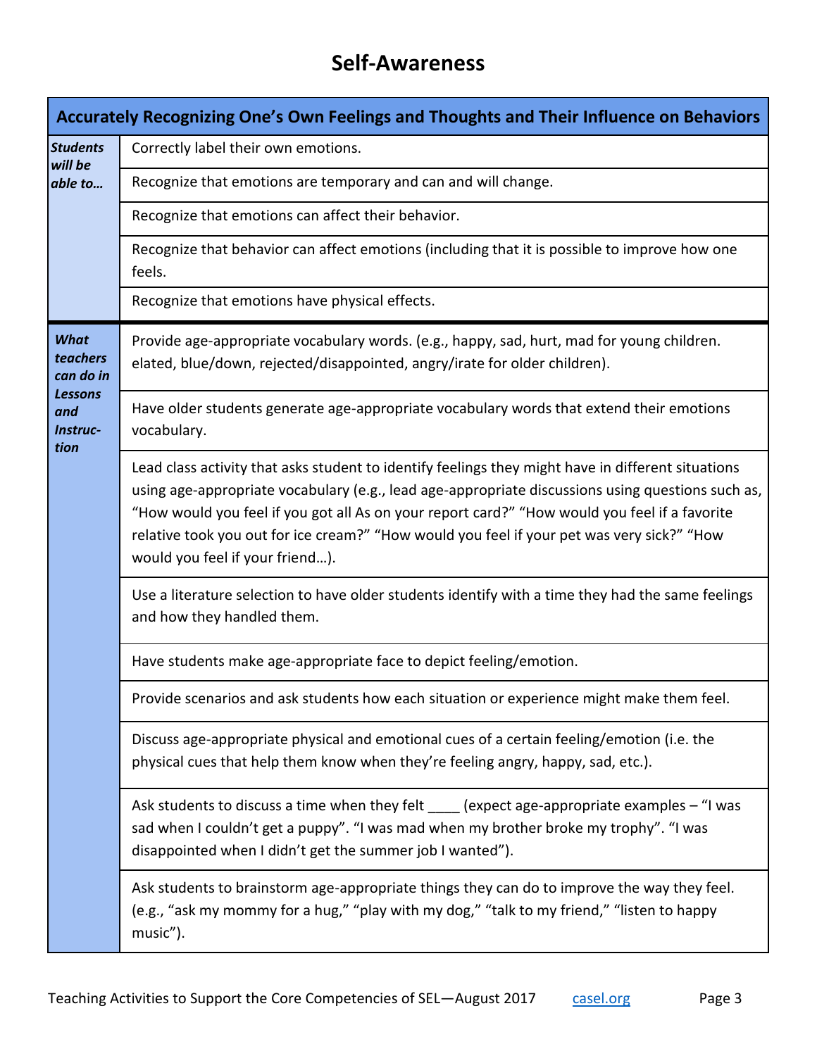## Self-Awareness

| Accurately Recognizing One's Own Feelings and Thoughts and Their Influence on Behaviors | |
|---|---|
| ***Students will be able to…*** | Correctly label their own emotions. |
| | Recognize that emotions are temporary and can and will change. |
| | Recognize that emotions can affect their behavior. |
| | Recognize that behavior can affect emotions (including that it is possible to improve how one feels. |
| | Recognize that emotions have physical effects. |
| ***What teachers can do in Lessons and Instruction*** | Provide age-appropriate vocabulary words. (e.g., happy, sad, hurt, mad for young children. elated, blue/down, rejected/disappointed, angry/irate for older children). |
| | Have older students generate age-appropriate vocabulary words that extend their emotions vocabulary. |
| | Lead class activity that asks student to identify feelings they might have in different situations using age-appropriate vocabulary (e.g., lead age-appropriate discussions using questions such as, "How would you feel if you got all As on your report card?" "How would you feel if a favorite relative took you out for ice cream?" "How would you feel if your pet was very sick?" "How would you feel if your friend…). |
| | Use a literature selection to have older students identify with a time they had the same feelings and how they handled them. |
| | Have students make age-appropriate face to depict feeling/emotion. |
| | Provide scenarios and ask students how each situation or experience might make them feel. |
| | Discuss age-appropriate physical and emotional cues of a certain feeling/emotion (i.e. the physical cues that help them know when they're feeling angry, happy, sad, etc.). |
| | Ask students to discuss a time when they felt ____ (expect age-appropriate examples – "I was sad when I couldn't get a puppy". "I was mad when my brother broke my trophy". "I was disappointed when I didn't get the summer job I wanted"). |
| | Ask students to brainstorm age-appropriate things they can do to improve the way they feel. (e.g., "ask my mommy for a hug," "play with my dog," "talk to my friend," "listen to happy music"). |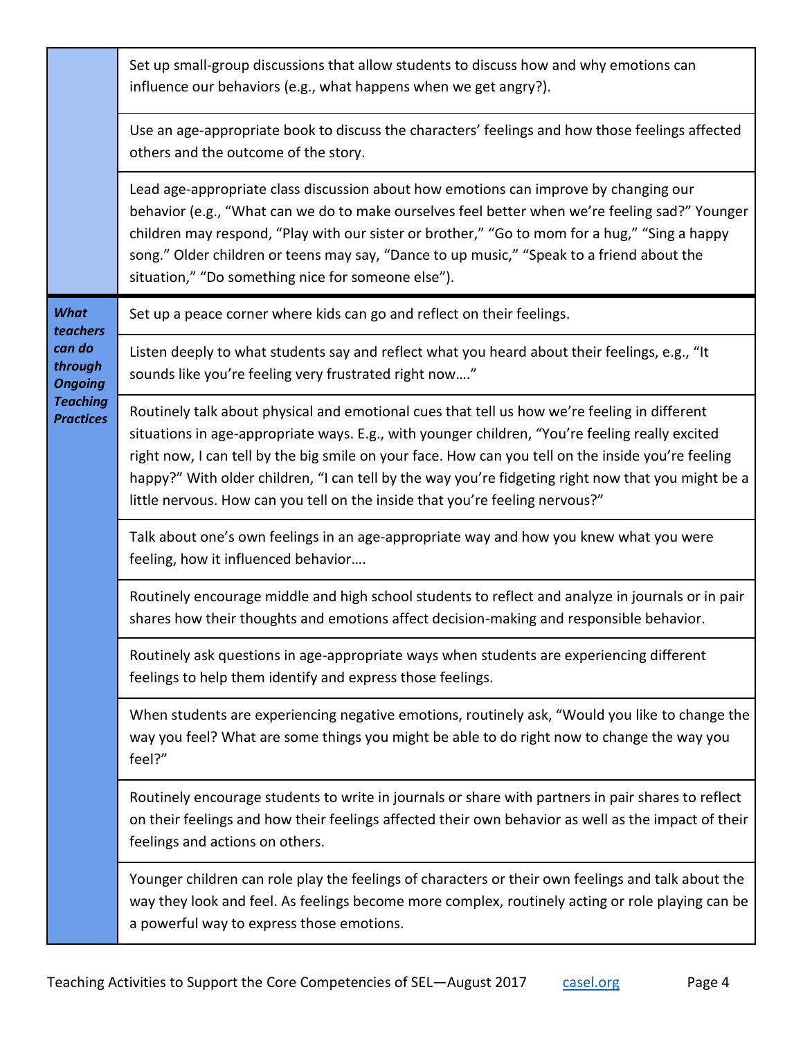| | |
|---|---|
| | Set up small-group discussions that allow students to discuss how and why emotions can influence our behaviors (e.g., what happens when we get angry?). |
| | Use an age-appropriate book to discuss the characters' feelings and how those feelings affected others and the outcome of the story. |
| | Lead age-appropriate class discussion about how emotions can improve by changing our behavior (e.g., "What can we do to make ourselves feel better when we're feeling sad?" Younger children may respond, "Play with our sister or brother," "Go to mom for a hug," "Sing a happy song." Older children or teens may say, "Dance to up music," "Speak to a friend about the situation," "Do something nice for someone else"). |
| ***What teachers can do through Ongoing Teaching Practices*** | Set up a peace corner where kids can go and reflect on their feelings. |
| | Listen deeply to what students say and reflect what you heard about their feelings, e.g., "It sounds like you're feeling very frustrated right now…." |
| | Routinely talk about physical and emotional cues that tell us how we're feeling in different situations in age-appropriate ways. E.g., with younger children, "You're feeling really excited right now, I can tell by the big smile on your face. How can you tell on the inside you're feeling happy?" With older children, "I can tell by the way you're fidgeting right now that you might be a little nervous. How can you tell on the inside that you're feeling nervous?" |
| | Talk about one's own feelings in an age-appropriate way and how you knew what you were feeling, how it influenced behavior…. |
| | Routinely encourage middle and high school students to reflect and analyze in journals or in pair shares how their thoughts and emotions affect decision-making and responsible behavior. |
| | Routinely ask questions in age-appropriate ways when students are experiencing different feelings to help them identify and express those feelings. |
| | When students are experiencing negative emotions, routinely ask, "Would you like to change the way you feel? What are some things you might be able to do right now to change the way you feel?" |
| | Routinely encourage students to write in journals or share with partners in pair shares to reflect on their feelings and how their feelings affected their own behavior as well as the impact of their feelings and actions on others. |
| | Younger children can role play the feelings of characters or their own feelings and talk about the way they look and feel. As feelings become more complex, routinely acting or role playing can be a powerful way to express those emotions. |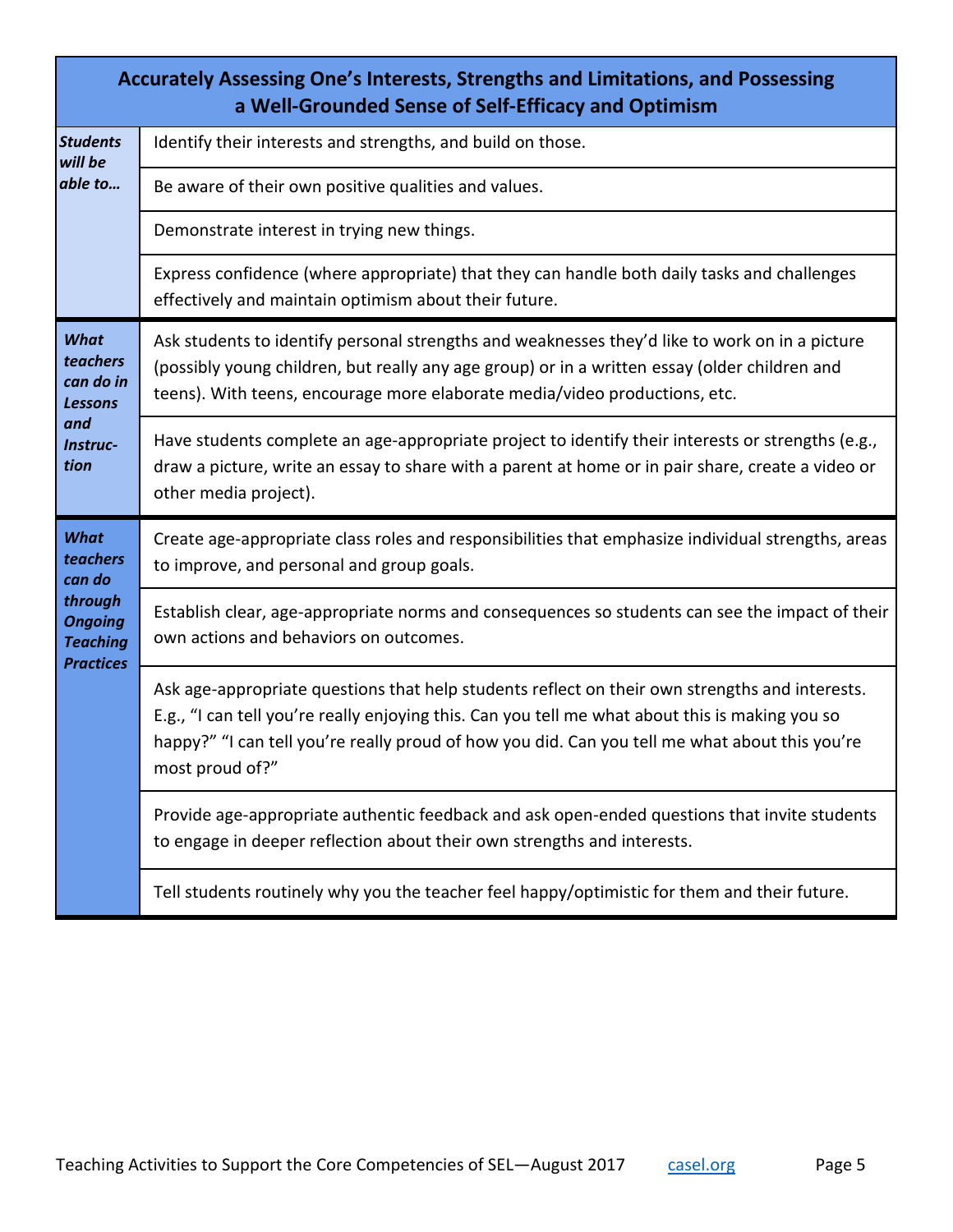| Accurately Assessing One's Interests, Strengths and Limitations, and Possessing a Well-Grounded Sense of Self-Efficacy and Optimism | |
|---|---|
| ***Students will be able to…*** | Identify their interests and strengths, and build on those. |
| | Be aware of their own positive qualities and values. |
| | Demonstrate interest in trying new things. |
| | Express confidence (where appropriate) that they can handle both daily tasks and challenges effectively and maintain optimism about their future. |
| ***What teachers can do in Lessons and Instruction*** | Ask students to identify personal strengths and weaknesses they'd like to work on in a picture (possibly young children, but really any age group) or in a written essay (older children and teens). With teens, encourage more elaborate media/video productions, etc. |
| | Have students complete an age-appropriate project to identify their interests or strengths (e.g., draw a picture, write an essay to share with a parent at home or in pair share, create a video or other media project). |
| ***What teachers can do through Ongoing Teaching Practices*** | Create age-appropriate class roles and responsibilities that emphasize individual strengths, areas to improve, and personal and group goals. |
| | Establish clear, age-appropriate norms and consequences so students can see the impact of their own actions and behaviors on outcomes. |
| | Ask age-appropriate questions that help students reflect on their own strengths and interests. E.g., "I can tell you're really enjoying this. Can you tell me what about this is making you so happy?" "I can tell you're really proud of how you did. Can you tell me what about this you're most proud of?" |
| | Provide age-appropriate authentic feedback and ask open-ended questions that invite students to engage in deeper reflection about their own strengths and interests. |
| | Tell students routinely why you the teacher feel happy/optimistic for them and their future. |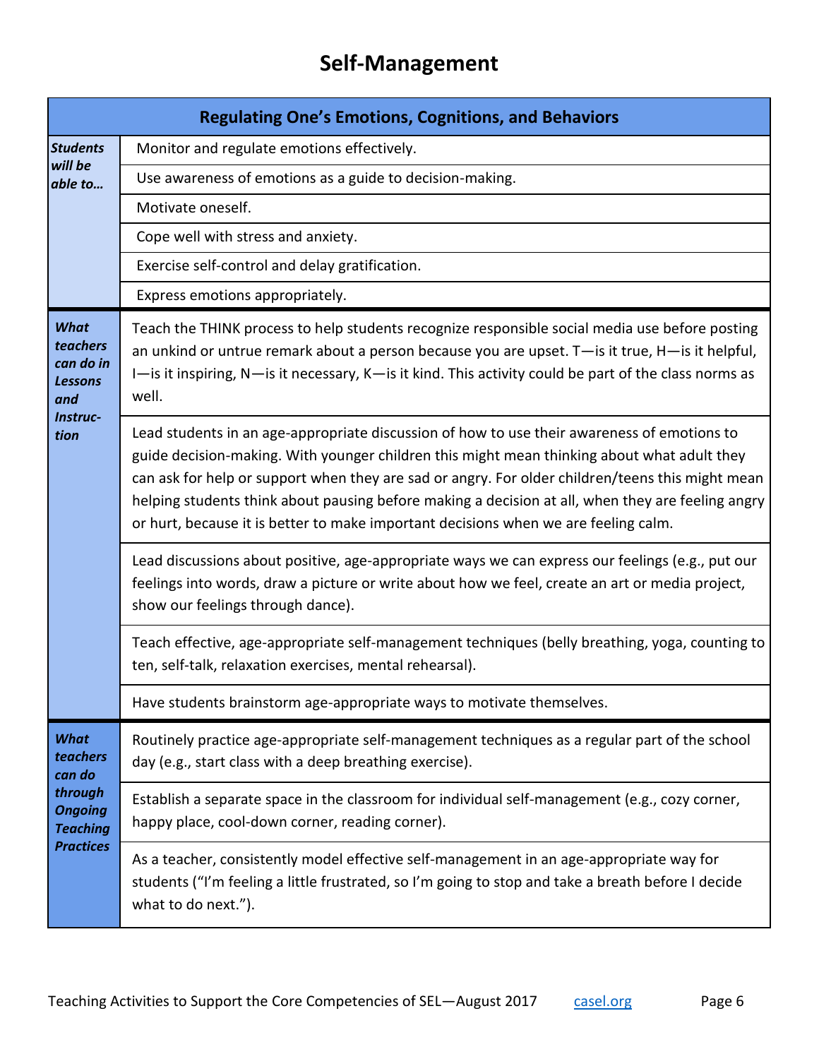# Self-Management

| Regulating One's Emotions, Cognitions, and Behaviors | |
|---|---|
| ***Students will be able to…*** | Monitor and regulate emotions effectively. |
| | Use awareness of emotions as a guide to decision-making. |
| | Motivate oneself. |
| | Cope well with stress and anxiety. |
| | Exercise self-control and delay gratification. |
| | Express emotions appropriately. |
| ***What teachers can do in Lessons and Instruction*** | Teach the THINK process to help students recognize responsible social media use before posting an unkind or untrue remark about a person because you are upset. T—is it true, H—is it helpful, I—is it inspiring, N—is it necessary, K—is it kind. This activity could be part of the class norms as well. |
| | Lead students in an age-appropriate discussion of how to use their awareness of emotions to guide decision-making. With younger children this might mean thinking about what adult they can ask for help or support when they are sad or angry. For older children/teens this might mean helping students think about pausing before making a decision at all, when they are feeling angry or hurt, because it is better to make important decisions when we are feeling calm. |
| | Lead discussions about positive, age-appropriate ways we can express our feelings (e.g., put our feelings into words, draw a picture or write about how we feel, create an art or media project, show our feelings through dance). |
| | Teach effective, age-appropriate self-management techniques (belly breathing, yoga, counting to ten, self-talk, relaxation exercises, mental rehearsal). |
| | Have students brainstorm age-appropriate ways to motivate themselves. |
| ***What teachers can do through Ongoing Teaching Practices*** | Routinely practice age-appropriate self-management techniques as a regular part of the school day (e.g., start class with a deep breathing exercise). |
| | Establish a separate space in the classroom for individual self-management (e.g., cozy corner, happy place, cool-down corner, reading corner). |
| | As a teacher, consistently model effective self-management in an age-appropriate way for students ("I'm feeling a little frustrated, so I'm going to stop and take a breath before I decide what to do next."). |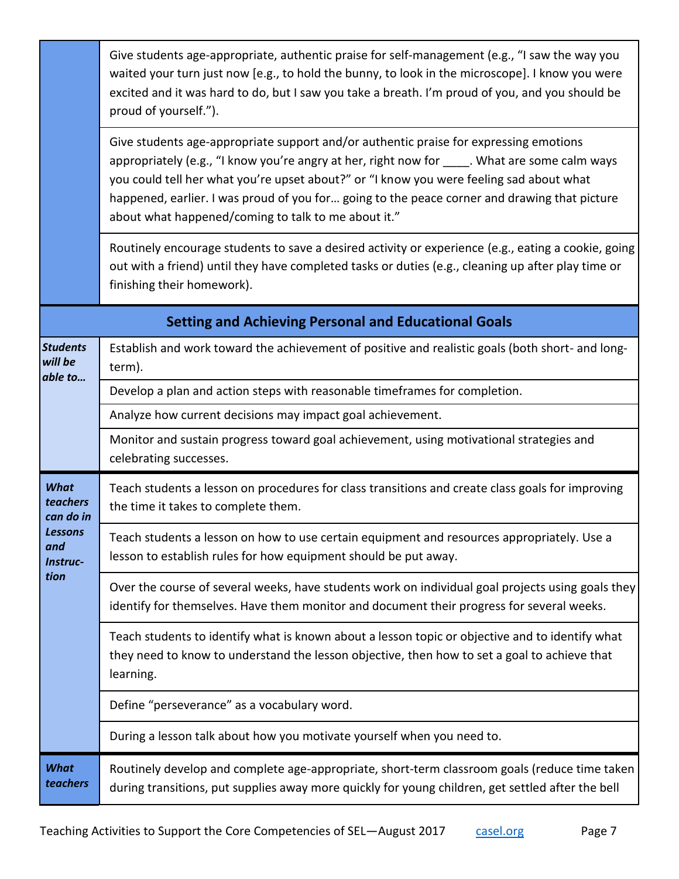| | |
|---|---|
| | Give students age-appropriate, authentic praise for self-management (e.g., "I saw the way you waited your turn just now [e.g., to hold the bunny, to look in the microscope]. I know you were excited and it was hard to do, but I saw you take a breath. I'm proud of you, and you should be proud of yourself."). |
| | Give students age-appropriate support and/or authentic praise for expressing emotions appropriately (e.g., "I know you're angry at her, right now for ____. What are some calm ways you could tell her what you're upset about?" or "I know you were feeling sad about what happened, earlier. I was proud of you for… going to the peace corner and drawing that picture about what happened/coming to talk to me about it." |
| | Routinely encourage students to save a desired activity or experience (e.g., eating a cookie, going out with a friend) until they have completed tasks or duties (e.g., cleaning up after play time or finishing their homework). |
| **Setting and Achieving Personal and Educational Goals** | |
| ***Students will be able to…*** | Establish and work toward the achievement of positive and realistic goals (both short- and long-term). |
| | Develop a plan and action steps with reasonable timeframes for completion. |
| | Analyze how current decisions may impact goal achievement. |
| | Monitor and sustain progress toward goal achievement, using motivational strategies and celebrating successes. |
| ***What teachers can do in Lessons and Instruction*** | Teach students a lesson on procedures for class transitions and create class goals for improving the time it takes to complete them. |
| | Teach students a lesson on how to use certain equipment and resources appropriately. Use a lesson to establish rules for how equipment should be put away. |
| | Over the course of several weeks, have students work on individual goal projects using goals they identify for themselves. Have them monitor and document their progress for several weeks. |
| | Teach students to identify what is known about a lesson topic or objective and to identify what they need to know to understand the lesson objective, then how to set a goal to achieve that learning. |
| | Define "perseverance" as a vocabulary word. |
| | During a lesson talk about how you motivate yourself when you need to. |
| ***What teachers*** | Routinely develop and complete age-appropriate, short-term classroom goals (reduce time taken during transitions, put supplies away more quickly for young children, get settled after the bell |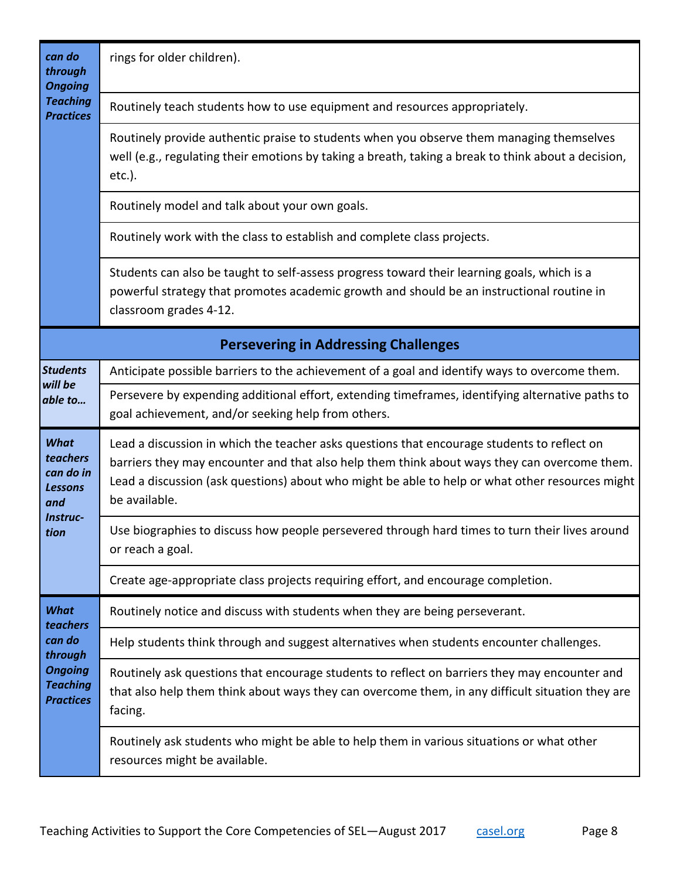| | |
|---|---|
| ***can do through Ongoing Teaching Practices*** | rings for older children). |
| | Routinely teach students how to use equipment and resources appropriately. |
| | Routinely provide authentic praise to students when you observe them managing themselves well (e.g., regulating their emotions by taking a breath, taking a break to think about a decision, etc.). |
| | Routinely model and talk about your own goals. |
| | Routinely work with the class to establish and complete class projects. |
| | Students can also be taught to self-assess progress toward their learning goals, which is a powerful strategy that promotes academic growth and should be an instructional routine in classroom grades 4-12. |

| **Persevering in Addressing Challenges** | |
|---|---|
| ***Students will be able to…*** | Anticipate possible barriers to the achievement of a goal and identify ways to overcome them. |
| | Persevere by expending additional effort, extending timeframes, identifying alternative paths to goal achievement, and/or seeking help from others. |
| ***What teachers can do in Lessons and Instruction*** | Lead a discussion in which the teacher asks questions that encourage students to reflect on barriers they may encounter and that also help them think about ways they can overcome them. Lead a discussion (ask questions) about who might be able to help or what other resources might be available. |
| | Use biographies to discuss how people persevered through hard times to turn their lives around or reach a goal. |
| | Create age-appropriate class projects requiring effort, and encourage completion. |
| ***What teachers can do through Ongoing Teaching Practices*** | Routinely notice and discuss with students when they are being perseverant. |
| | Help students think through and suggest alternatives when students encounter challenges. |
| | Routinely ask questions that encourage students to reflect on barriers they may encounter and that also help them think about ways they can overcome them, in any difficult situation they are facing. |
| | Routinely ask students who might be able to help them in various situations or what other resources might be available. |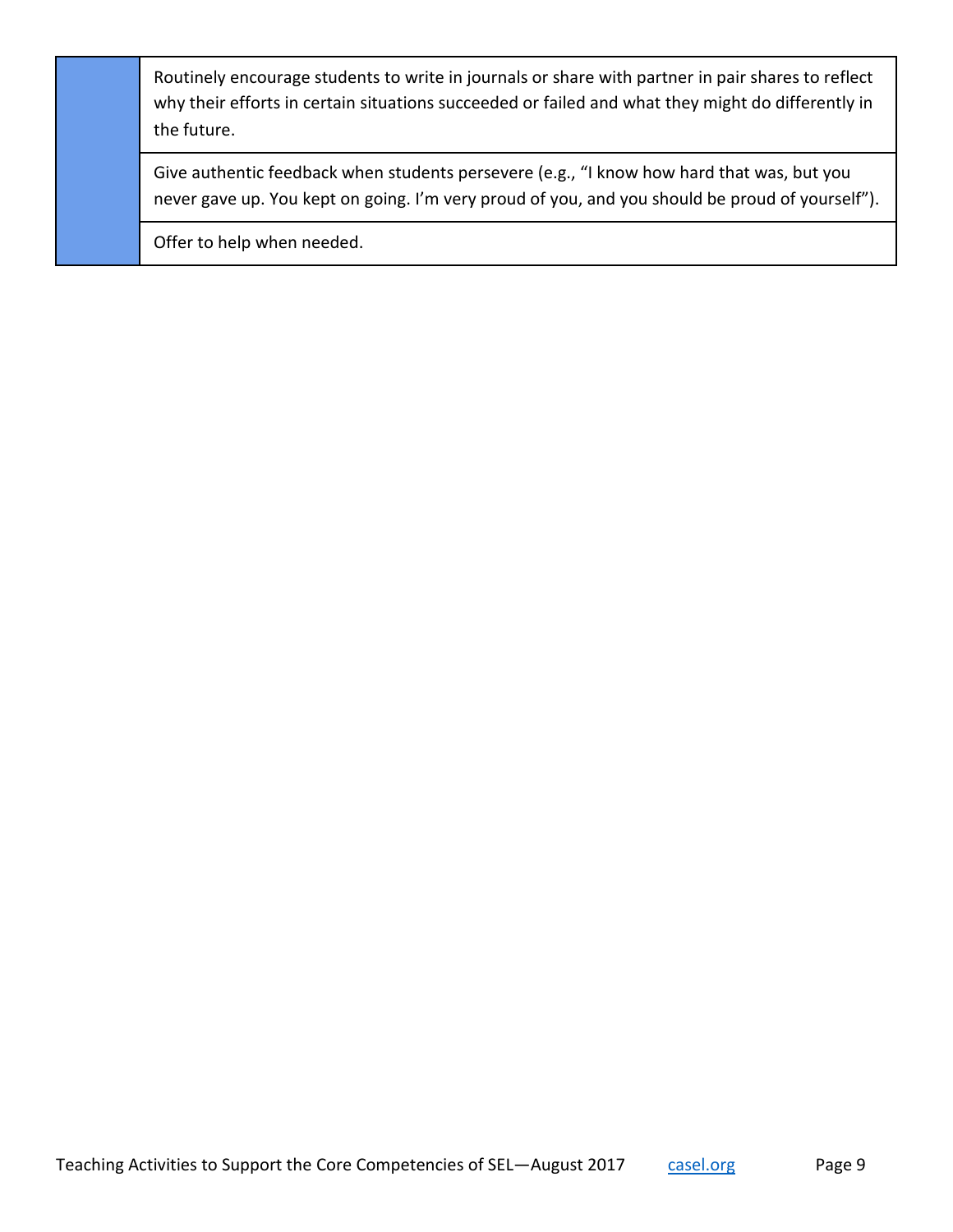| | |
|---|---|
| | Routinely encourage students to write in journals or share with partner in pair shares to reflect why their efforts in certain situations succeeded or failed and what they might do differently in the future. |
| | Give authentic feedback when students persevere (e.g., "I know how hard that was, but you never gave up. You kept on going. I'm very proud of you, and you should be proud of yourself"). |
| | Offer to help when needed. |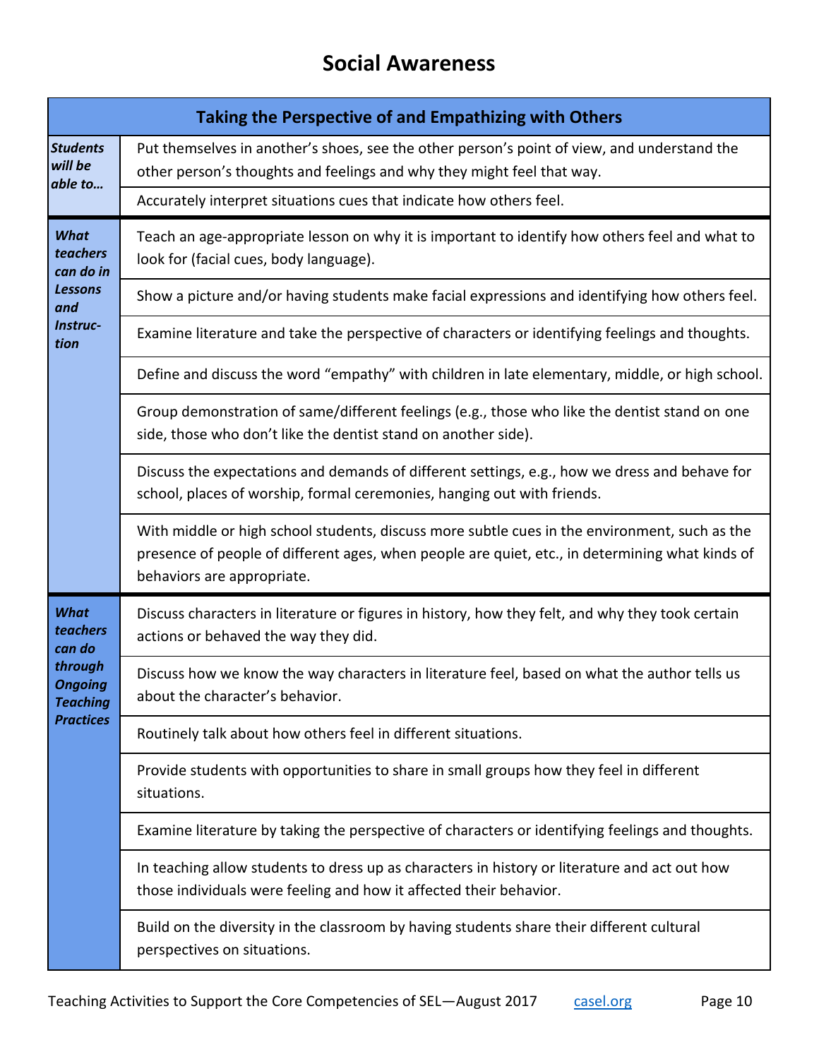# Social Awareness

| Taking the Perspective of and Empathizing with Others | |
|---|---|
| ***Students will be able to…*** | Put themselves in another's shoes, see the other person's point of view, and understand the other person's thoughts and feelings and why they might feel that way. |
| | Accurately interpret situations cues that indicate how others feel. |
| ***What teachers can do in Lessons and Instruction*** | Teach an age-appropriate lesson on why it is important to identify how others feel and what to look for (facial cues, body language). |
| | Show a picture and/or having students make facial expressions and identifying how others feel. |
| | Examine literature and take the perspective of characters or identifying feelings and thoughts. |
| | Define and discuss the word "empathy" with children in late elementary, middle, or high school. |
| | Group demonstration of same/different feelings (e.g., those who like the dentist stand on one side, those who don't like the dentist stand on another side). |
| | Discuss the expectations and demands of different settings, e.g., how we dress and behave for school, places of worship, formal ceremonies, hanging out with friends. |
| | With middle or high school students, discuss more subtle cues in the environment, such as the presence of people of different ages, when people are quiet, etc., in determining what kinds of behaviors are appropriate. |
| ***What teachers can do through Ongoing Teaching Practices*** | Discuss characters in literature or figures in history, how they felt, and why they took certain actions or behaved the way they did. |
| | Discuss how we know the way characters in literature feel, based on what the author tells us about the character's behavior. |
| | Routinely talk about how others feel in different situations. |
| | Provide students with opportunities to share in small groups how they feel in different situations. |
| | Examine literature by taking the perspective of characters or identifying feelings and thoughts. |
| | In teaching allow students to dress up as characters in history or literature and act out how those individuals were feeling and how it affected their behavior. |
| | Build on the diversity in the classroom by having students share their different cultural perspectives on situations. |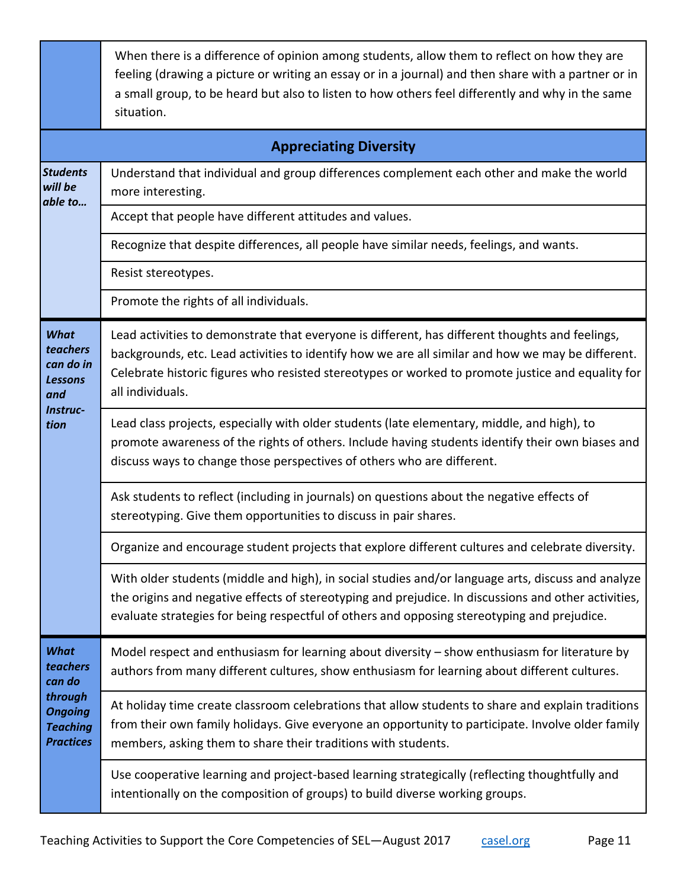| | |
|---|---|
| | When there is a difference of opinion among students, allow them to reflect on how they are feeling (drawing a picture or writing an essay or in a journal) and then share with a partner or in a small group, to be heard but also to listen to how others feel differently and why in the same situation. |
| **Appreciating Diversity** | |
| ***Students will be able to…*** | Understand that individual and group differences complement each other and make the world more interesting. |
| | Accept that people have different attitudes and values. |
| | Recognize that despite differences, all people have similar needs, feelings, and wants. |
| | Resist stereotypes. |
| | Promote the rights of all individuals. |
| ***What teachers can do in Lessons and Instruction*** | Lead activities to demonstrate that everyone is different, has different thoughts and feelings, backgrounds, etc. Lead activities to identify how we are all similar and how we may be different. Celebrate historic figures who resisted stereotypes or worked to promote justice and equality for all individuals. |
| | Lead class projects, especially with older students (late elementary, middle, and high), to promote awareness of the rights of others. Include having students identify their own biases and discuss ways to change those perspectives of others who are different. |
| | Ask students to reflect (including in journals) on questions about the negative effects of stereotyping. Give them opportunities to discuss in pair shares. |
| | Organize and encourage student projects that explore different cultures and celebrate diversity. |
| | With older students (middle and high), in social studies and/or language arts, discuss and analyze the origins and negative effects of stereotyping and prejudice. In discussions and other activities, evaluate strategies for being respectful of others and opposing stereotyping and prejudice. |
| ***What teachers can do through Ongoing Teaching Practices*** | Model respect and enthusiasm for learning about diversity – show enthusiasm for literature by authors from many different cultures, show enthusiasm for learning about different cultures. |
| | At holiday time create classroom celebrations that allow students to share and explain traditions from their own family holidays. Give everyone an opportunity to participate. Involve older family members, asking them to share their traditions with students. |
| | Use cooperative learning and project-based learning strategically (reflecting thoughtfully and intentionally on the composition of groups) to build diverse working groups. |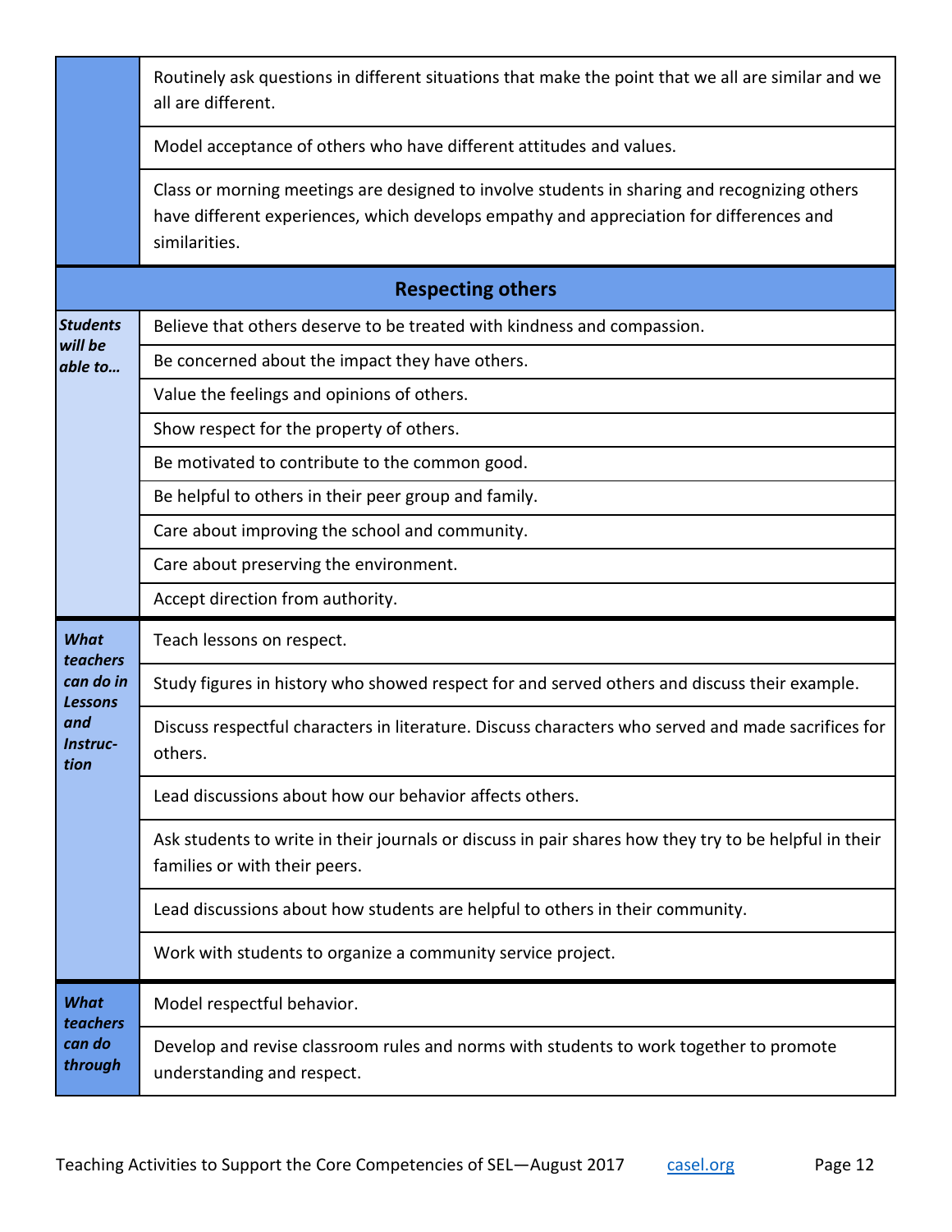| | |
|---|---|
| | Routinely ask questions in different situations that make the point that we all are similar and we all are different. |
| | Model acceptance of others who have different attitudes and values. |
| | Class or morning meetings are designed to involve students in sharing and recognizing others have different experiences, which develops empathy and appreciation for differences and similarities. |
| **Respecting others** | |
| ***Students will be able to…*** | Believe that others deserve to be treated with kindness and compassion. |
| | Be concerned about the impact they have others. |
| | Value the feelings and opinions of others. |
| | Show respect for the property of others. |
| | Be motivated to contribute to the common good. |
| | Be helpful to others in their peer group and family. |
| | Care about improving the school and community. |
| | Care about preserving the environment. |
| | Accept direction from authority. |
| ***What teachers can do in Lessons and Instruction*** | Teach lessons on respect. |
| | Study figures in history who showed respect for and served others and discuss their example. |
| | Discuss respectful characters in literature. Discuss characters who served and made sacrifices for others. |
| | Lead discussions about how our behavior affects others. |
| | Ask students to write in their journals or discuss in pair shares how they try to be helpful in their families or with their peers. |
| | Lead discussions about how students are helpful to others in their community. |
| | Work with students to organize a community service project. |
| ***What teachers can do through*** | Model respectful behavior. |
| | Develop and revise classroom rules and norms with students to work together to promote understanding and respect. |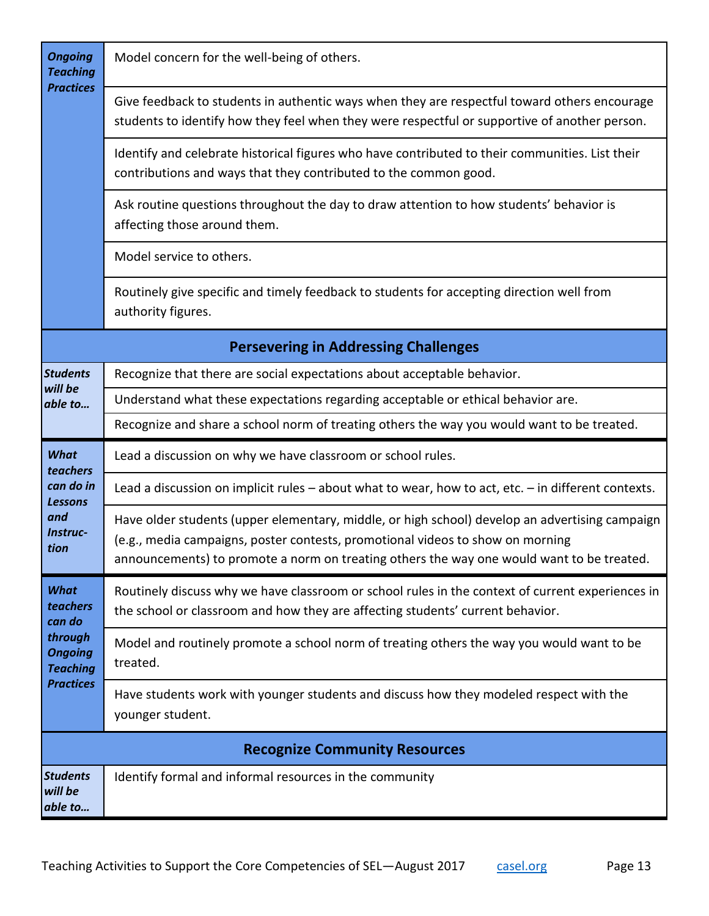| | |
|---|---|
| ***Ongoing Teaching Practices*** | Model concern for the well-being of others. |
| | Give feedback to students in authentic ways when they are respectful toward others encourage students to identify how they feel when they were respectful or supportive of another person. |
| | Identify and celebrate historical figures who have contributed to their communities. List their contributions and ways that they contributed to the common good. |
| | Ask routine questions throughout the day to draw attention to how students' behavior is affecting those around them. |
| | Model service to others. |
| | Routinely give specific and timely feedback to students for accepting direction well from authority figures. |

## Persevering in Addressing Challenges

| | |
|---|---|
| ***Students will be able to…*** | Recognize that there are social expectations about acceptable behavior. |
| | Understand what these expectations regarding acceptable or ethical behavior are. |
| | Recognize and share a school norm of treating others the way you would want to be treated. |
| ***What teachers can do in Lessons and Instruction*** | Lead a discussion on why we have classroom or school rules. |
| | Lead a discussion on implicit rules – about what to wear, how to act, etc. – in different contexts. |
| | Have older students (upper elementary, middle, or high school) develop an advertising campaign (e.g., media campaigns, poster contests, promotional videos to show on morning announcements) to promote a norm on treating others the way one would want to be treated. |
| ***What teachers can do through Ongoing Teaching Practices*** | Routinely discuss why we have classroom or school rules in the context of current experiences in the school or classroom and how they are affecting students' current behavior. |
| | Model and routinely promote a school norm of treating others the way you would want to be treated. |
| | Have students work with younger students and discuss how they modeled respect with the younger student. |

## Recognize Community Resources

| | |
|---|---|
| ***Students will be able to…*** | Identify formal and informal resources in the community |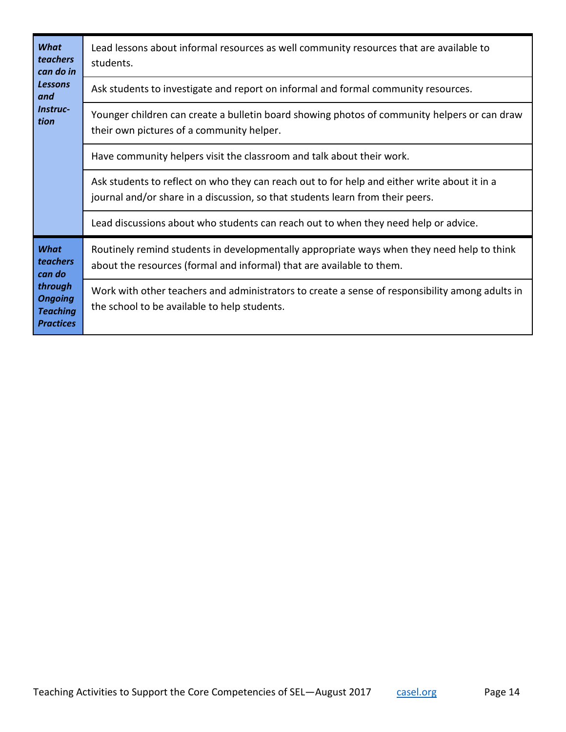| | |
|---|---|
| ***What teachers can do in Lessons and Instruction*** | Lead lessons about informal resources as well community resources that are available to students. |
| | Ask students to investigate and report on informal and formal community resources. |
| | Younger children can create a bulletin board showing photos of community helpers or can draw their own pictures of a community helper. |
| | Have community helpers visit the classroom and talk about their work. |
| | Ask students to reflect on who they can reach out to for help and either write about it in a journal and/or share in a discussion, so that students learn from their peers. |
| | Lead discussions about who students can reach out to when they need help or advice. |
| ***What teachers can do through Ongoing Teaching Practices*** | Routinely remind students in developmentally appropriate ways when they need help to think about the resources (formal and informal) that are available to them. |
| | Work with other teachers and administrators to create a sense of responsibility among adults in the school to be available to help students. |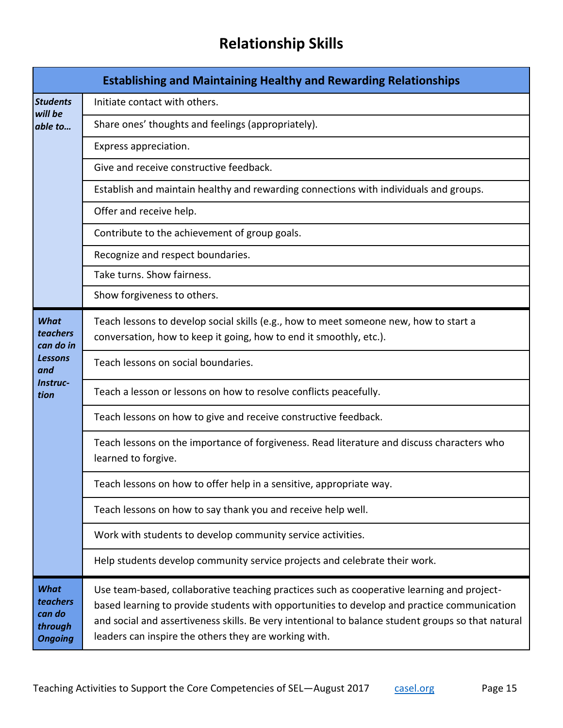# Relationship Skills

| Establishing and Maintaining Healthy and Rewarding Relationships | |
|---|---|
| ***Students will be able to…*** | Initiate contact with others. |
| | Share ones' thoughts and feelings (appropriately). |
| | Express appreciation. |
| | Give and receive constructive feedback. |
| | Establish and maintain healthy and rewarding connections with individuals and groups. |
| | Offer and receive help. |
| | Contribute to the achievement of group goals. |
| | Recognize and respect boundaries. |
| | Take turns. Show fairness. |
| | Show forgiveness to others. |
| ***What teachers can do in Lessons and Instruction*** | Teach lessons to develop social skills (e.g., how to meet someone new, how to start a conversation, how to keep it going, how to end it smoothly, etc.). |
| | Teach lessons on social boundaries. |
| | Teach a lesson or lessons on how to resolve conflicts peacefully. |
| | Teach lessons on how to give and receive constructive feedback. |
| | Teach lessons on the importance of forgiveness. Read literature and discuss characters who learned to forgive. |
| | Teach lessons on how to offer help in a sensitive, appropriate way. |
| | Teach lessons on how to say thank you and receive help well. |
| | Work with students to develop community service activities. |
| | Help students develop community service projects and celebrate their work. |
| ***What teachers can do through Ongoing*** | Use team-based, collaborative teaching practices such as cooperative learning and project-based learning to provide students with opportunities to develop and practice communication and social and assertiveness skills. Be very intentional to balance student groups so that natural leaders can inspire the others they are working with. |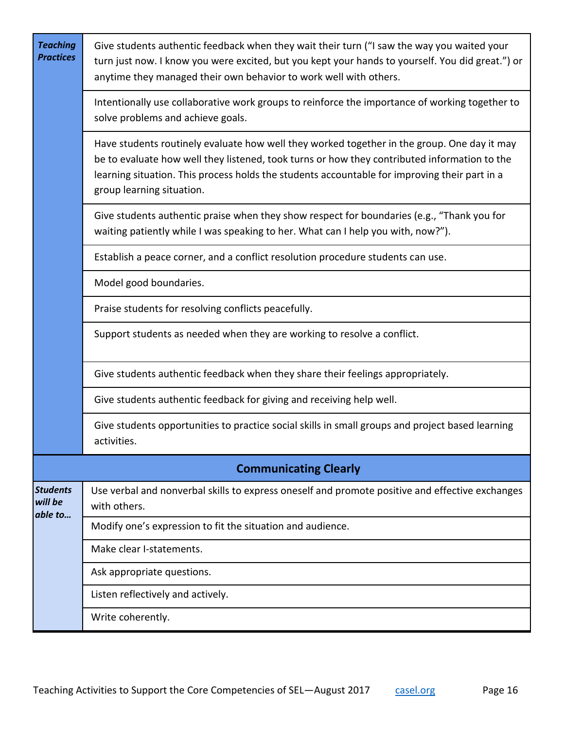| | |
|---|---|
| ***Teaching Practices*** | Give students authentic feedback when they wait their turn ("I saw the way you waited your turn just now. I know you were excited, but you kept your hands to yourself. You did great.") or anytime they managed their own behavior to work well with others. |
| | Intentionally use collaborative work groups to reinforce the importance of working together to solve problems and achieve goals. |
| | Have students routinely evaluate how well they worked together in the group. One day it may be to evaluate how well they listened, took turns or how they contributed information to the learning situation. This process holds the students accountable for improving their part in a group learning situation. |
| | Give students authentic praise when they show respect for boundaries (e.g., "Thank you for waiting patiently while I was speaking to her. What can I help you with, now?"). |
| | Establish a peace corner, and a conflict resolution procedure students can use. |
| | Model good boundaries. |
| | Praise students for resolving conflicts peacefully. |
| | Support students as needed when they are working to resolve a conflict. |
| | Give students authentic feedback when they share their feelings appropriately. |
| | Give students authentic feedback for giving and receiving help well. |
| | Give students opportunities to practice social skills in small groups and project based learning activities. |

## Communicating Clearly

| | |
|---|---|
| ***Students will be able to…*** | Use verbal and nonverbal skills to express oneself and promote positive and effective exchanges with others. |
| | Modify one's expression to fit the situation and audience. |
| | Make clear I-statements. |
| | Ask appropriate questions. |
| | Listen reflectively and actively. |
| | Write coherently. |

Teaching Activities to Support the Core Competencies of SEL—August 2017 casel.org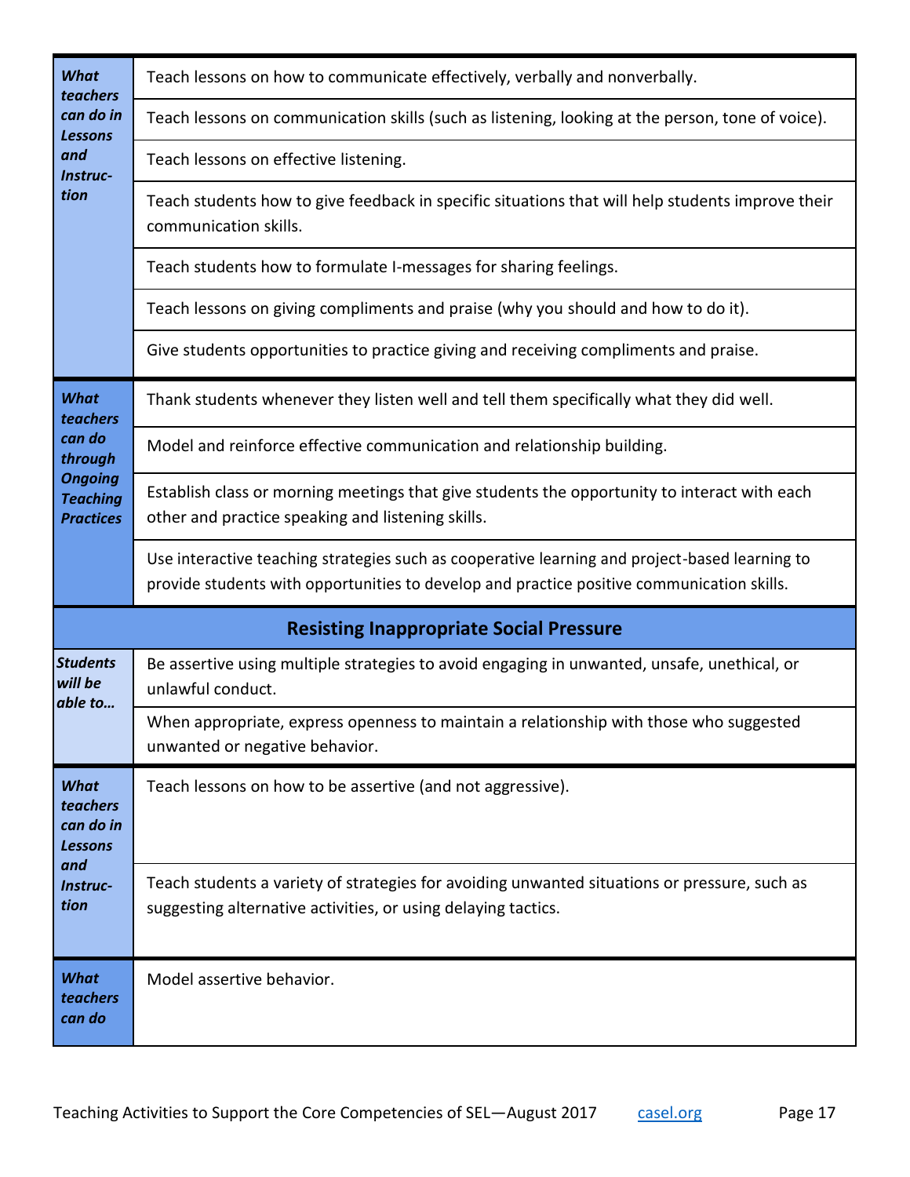| | |
|---|---|
| ***What teachers can do in Lessons and Instruction*** | Teach lessons on how to communicate effectively, verbally and nonverbally. |
| | Teach lessons on communication skills (such as listening, looking at the person, tone of voice). |
| | Teach lessons on effective listening. |
| | Teach students how to give feedback in specific situations that will help students improve their communication skills. |
| | Teach students how to formulate I-messages for sharing feelings. |
| | Teach lessons on giving compliments and praise (why you should and how to do it). |
| | Give students opportunities to practice giving and receiving compliments and praise. |
| ***What teachers can do through Ongoing Teaching Practices*** | Thank students whenever they listen well and tell them specifically what they did well. |
| | Model and reinforce effective communication and relationship building. |
| | Establish class or morning meetings that give students the opportunity to interact with each other and practice speaking and listening skills. |
| | Use interactive teaching strategies such as cooperative learning and project-based learning to provide students with opportunities to develop and practice positive communication skills. |
| **Resisting Inappropriate Social Pressure** | |
| ***Students will be able to…*** | Be assertive using multiple strategies to avoid engaging in unwanted, unsafe, unethical, or unlawful conduct. |
| | When appropriate, express openness to maintain a relationship with those who suggested unwanted or negative behavior. |
| ***What teachers can do in Lessons and Instruction*** | Teach lessons on how to be assertive (and not aggressive). |
| | Teach students a variety of strategies for avoiding unwanted situations or pressure, such as suggesting alternative activities, or using delaying tactics. |
| ***What teachers can do*** | Model assertive behavior. |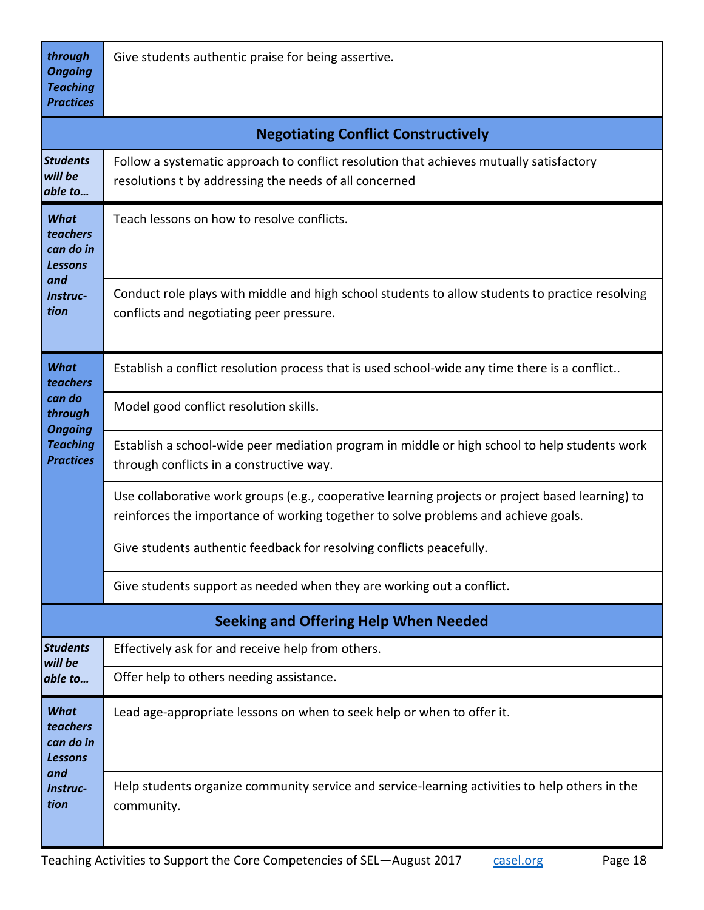| | |
|---|---|
| ***through Ongoing Teaching Practices*** | Give students authentic praise for being assertive. |
| **Negotiating Conflict Constructively** | |
| ***Students will be able to…*** | Follow a systematic approach to conflict resolution that achieves mutually satisfactory resolutions t by addressing the needs of all concerned |
| ***What teachers can do in Lessons and Instruction*** | Teach lessons on how to resolve conflicts. |
| | Conduct role plays with middle and high school students to allow students to practice resolving conflicts and negotiating peer pressure. |
| ***What teachers can do through Ongoing Teaching Practices*** | Establish a conflict resolution process that is used school-wide any time there is a conflict.. |
| | Model good conflict resolution skills. |
| | Establish a school-wide peer mediation program in middle or high school to help students work through conflicts in a constructive way. |
| | Use collaborative work groups (e.g., cooperative learning projects or project based learning) to reinforces the importance of working together to solve problems and achieve goals. |
| | Give students authentic feedback for resolving conflicts peacefully. |
| | Give students support as needed when they are working out a conflict. |
| **Seeking and Offering Help When Needed** | |
| ***Students will be able to…*** | Effectively ask for and receive help from others. |
| | Offer help to others needing assistance. |
| ***What teachers can do in Lessons and Instruction*** | Lead age-appropriate lessons on when to seek help or when to offer it. |
| | Help students organize community service and service-learning activities to help others in the community. |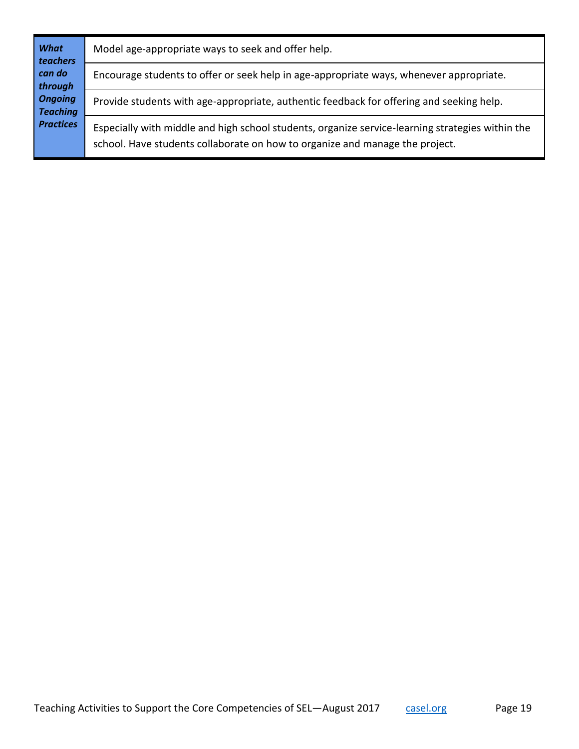| | |
|---|---|
| ***What teachers can do through Ongoing Teaching Practices*** | Model age-appropriate ways to seek and offer help. |
| | Encourage students to offer or seek help in age-appropriate ways, whenever appropriate. |
| | Provide students with age-appropriate, authentic feedback for offering and seeking help. |
| | Especially with middle and high school students, organize service-learning strategies within the school. Have students collaborate on how to organize and manage the project. |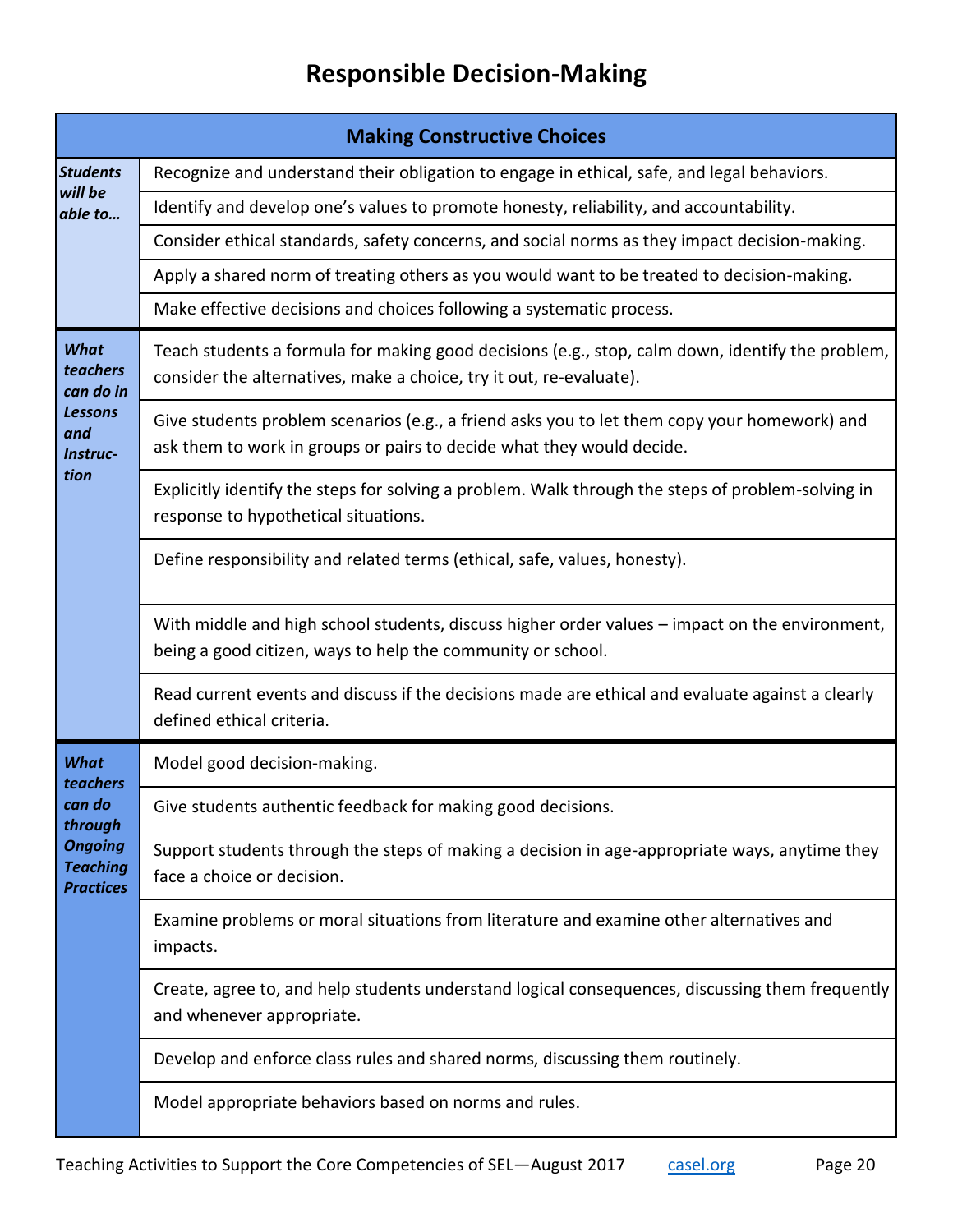# Responsible Decision-Making

| Making Constructive Choices | |
|---|---|
| ***Students will be able to…*** | Recognize and understand their obligation to engage in ethical, safe, and legal behaviors. |
| | Identify and develop one's values to promote honesty, reliability, and accountability. |
| | Consider ethical standards, safety concerns, and social norms as they impact decision-making. |
| | Apply a shared norm of treating others as you would want to be treated to decision-making. |
| | Make effective decisions and choices following a systematic process. |
| ***What teachers can do in Lessons and Instruction*** | Teach students a formula for making good decisions (e.g., stop, calm down, identify the problem, consider the alternatives, make a choice, try it out, re-evaluate). |
| | Give students problem scenarios (e.g., a friend asks you to let them copy your homework) and ask them to work in groups or pairs to decide what they would decide. |
| | Explicitly identify the steps for solving a problem. Walk through the steps of problem-solving in response to hypothetical situations. |
| | Define responsibility and related terms (ethical, safe, values, honesty). |
| | With middle and high school students, discuss higher order values – impact on the environment, being a good citizen, ways to help the community or school. |
| | Read current events and discuss if the decisions made are ethical and evaluate against a clearly defined ethical criteria. |
| ***What teachers can do through Ongoing Teaching Practices*** | Model good decision-making. |
| | Give students authentic feedback for making good decisions. |
| | Support students through the steps of making a decision in age-appropriate ways, anytime they face a choice or decision. |
| | Examine problems or moral situations from literature and examine other alternatives and impacts. |
| | Create, agree to, and help students understand logical consequences, discussing them frequently and whenever appropriate. |
| | Develop and enforce class rules and shared norms, discussing them routinely. |
| | Model appropriate behaviors based on norms and rules. |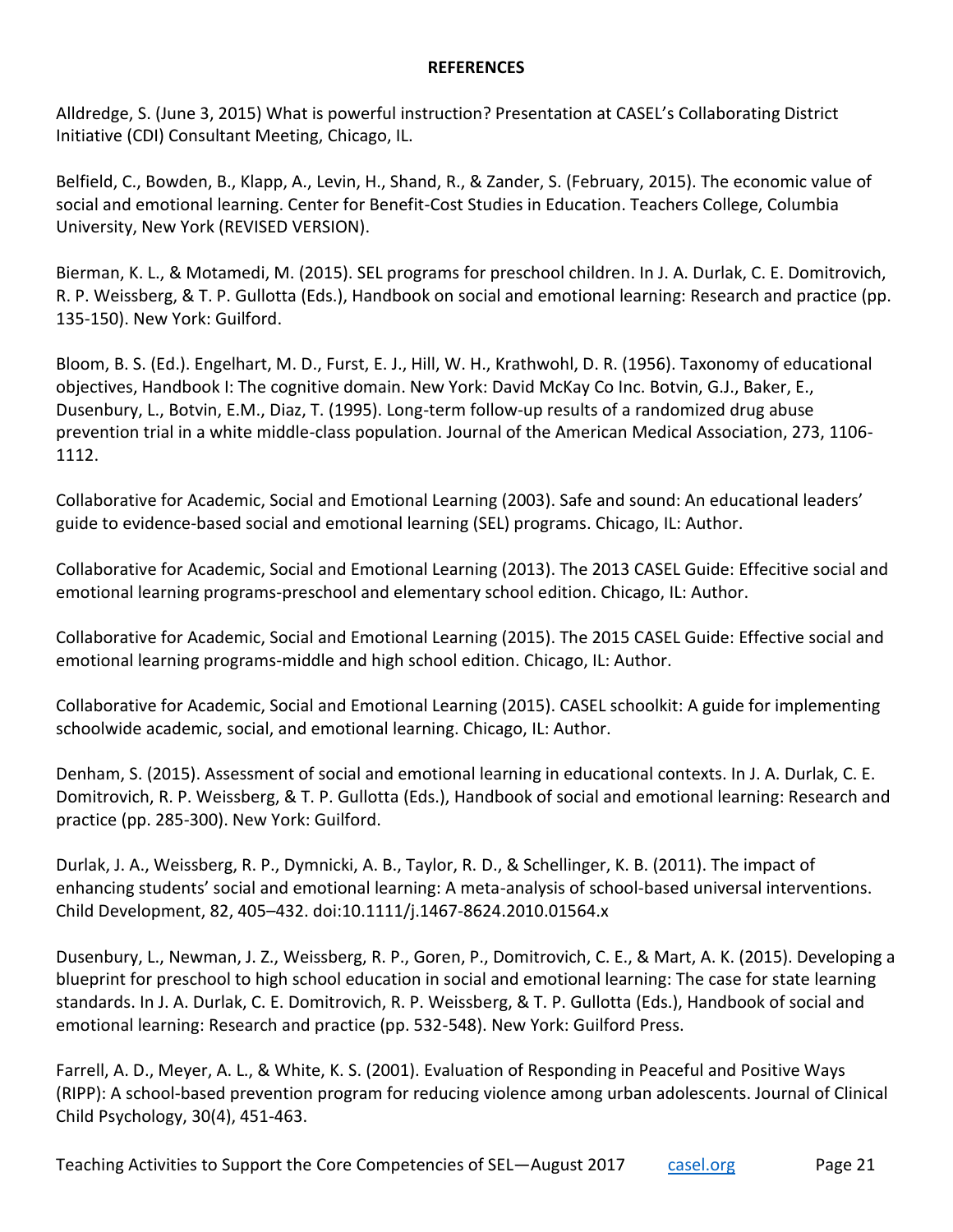**REFERENCES**

Alldredge, S. (June 3, 2015) What is powerful instruction? Presentation at CASEL's Collaborating District Initiative (CDI) Consultant Meeting, Chicago, IL.

Belfield, C., Bowden, B., Klapp, A., Levin, H., Shand, R., & Zander, S. (February, 2015). The economic value of social and emotional learning. Center for Benefit-Cost Studies in Education. Teachers College, Columbia University, New York (REVISED VERSION).

Bierman, K. L., & Motamedi, M. (2015). SEL programs for preschool children. In J. A. Durlak, C. E. Domitrovich, R. P. Weissberg, & T. P. Gullotta (Eds.), Handbook on social and emotional learning: Research and practice (pp. 135-150). New York: Guilford.

Bloom, B. S. (Ed.). Engelhart, M. D., Furst, E. J., Hill, W. H., Krathwohl, D. R. (1956). Taxonomy of educational objectives, Handbook I: The cognitive domain. New York: David McKay Co Inc. Botvin, G.J., Baker, E., Dusenbury, L., Botvin, E.M., Diaz, T. (1995). Long-term follow-up results of a randomized drug abuse prevention trial in a white middle-class population. Journal of the American Medical Association, 273, 1106-1112.

Collaborative for Academic, Social and Emotional Learning (2003). Safe and sound: An educational leaders' guide to evidence-based social and emotional learning (SEL) programs. Chicago, IL: Author.

Collaborative for Academic, Social and Emotional Learning (2013). The 2013 CASEL Guide: Effecitive social and emotional learning programs-preschool and elementary school edition. Chicago, IL: Author.

Collaborative for Academic, Social and Emotional Learning (2015). The 2015 CASEL Guide: Effective social and emotional learning programs-middle and high school edition. Chicago, IL: Author.

Collaborative for Academic, Social and Emotional Learning (2015). CASEL schoolkit: A guide for implementing schoolwide academic, social, and emotional learning. Chicago, IL: Author.

Denham, S. (2015). Assessment of social and emotional learning in educational contexts. In J. A. Durlak, C. E. Domitrovich, R. P. Weissberg, & T. P. Gullotta (Eds.), Handbook of social and emotional learning: Research and practice (pp. 285-300). New York: Guilford.

Durlak, J. A., Weissberg, R. P., Dymnicki, A. B., Taylor, R. D., & Schellinger, K. B. (2011). The impact of enhancing students' social and emotional learning: A meta-analysis of school-based universal interventions. Child Development, 82, 405–432. doi:10.1111/j.1467-8624.2010.01564.x

Dusenbury, L., Newman, J. Z., Weissberg, R. P., Goren, P., Domitrovich, C. E., & Mart, A. K. (2015). Developing a blueprint for preschool to high school education in social and emotional learning: The case for state learning standards. In J. A. Durlak, C. E. Domitrovich, R. P. Weissberg, & T. P. Gullotta (Eds.), Handbook of social and emotional learning: Research and practice (pp. 532-548). New York: Guilford Press.

Farrell, A. D., Meyer, A. L., & White, K. S. (2001). Evaluation of Responding in Peaceful and Positive Ways (RIPP): A school-based prevention program for reducing violence among urban adolescents. Journal of Clinical Child Psychology, 30(4), 451-463.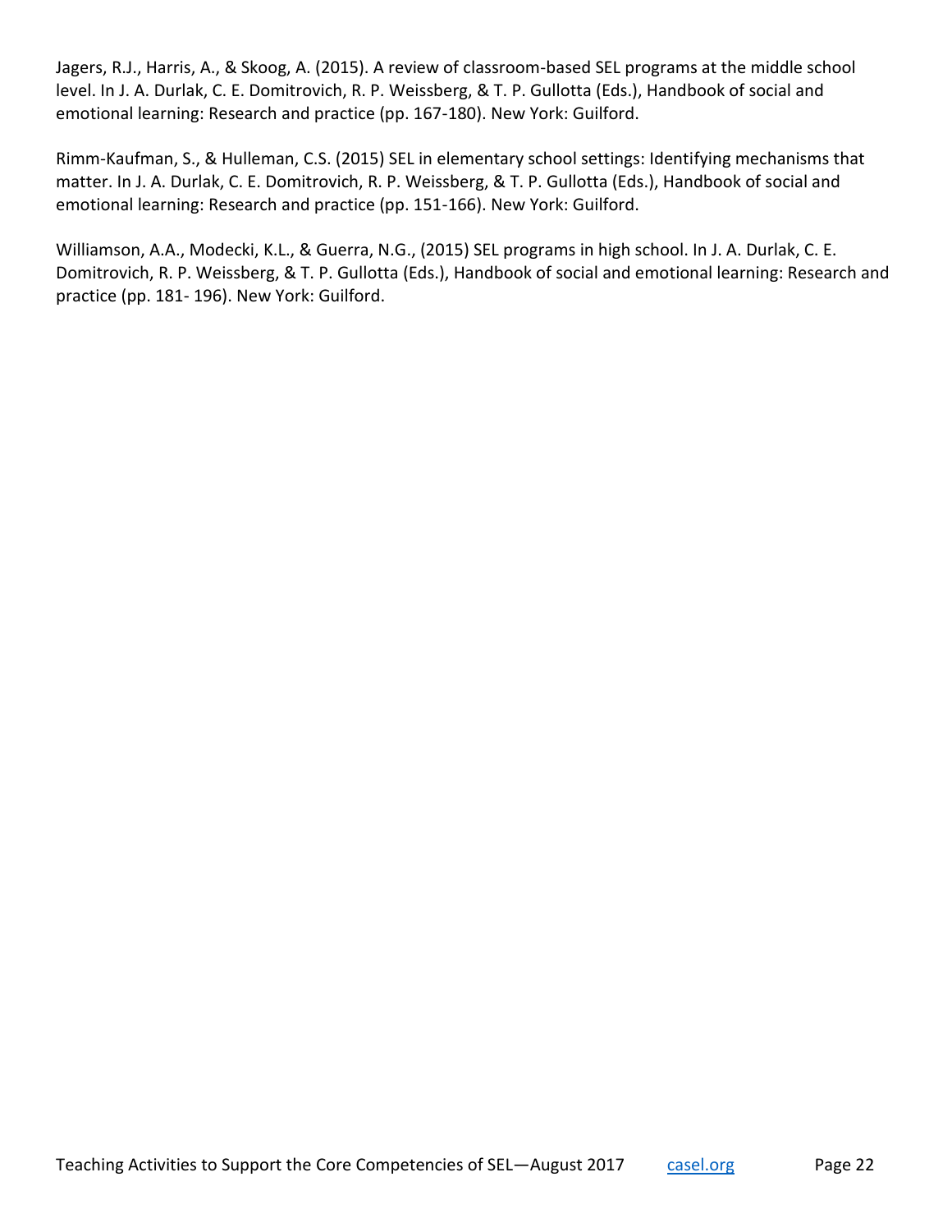Jagers, R.J., Harris, A., & Skoog, A. (2015). A review of classroom-based SEL programs at the middle school level. In J. A. Durlak, C. E. Domitrovich, R. P. Weissberg, & T. P. Gullotta (Eds.), Handbook of social and emotional learning: Research and practice (pp. 167-180). New York: Guilford.

Rimm-Kaufman, S., & Hulleman, C.S. (2015) SEL in elementary school settings: Identifying mechanisms that matter. In J. A. Durlak, C. E. Domitrovich, R. P. Weissberg, & T. P. Gullotta (Eds.), Handbook of social and emotional learning: Research and practice (pp. 151-166). New York: Guilford.

Williamson, A.A., Modecki, K.L., & Guerra, N.G., (2015) SEL programs in high school. In J. A. Durlak, C. E. Domitrovich, R. P. Weissberg, & T. P. Gullotta (Eds.), Handbook of social and emotional learning: Research and practice (pp. 181- 196). New York: Guilford.